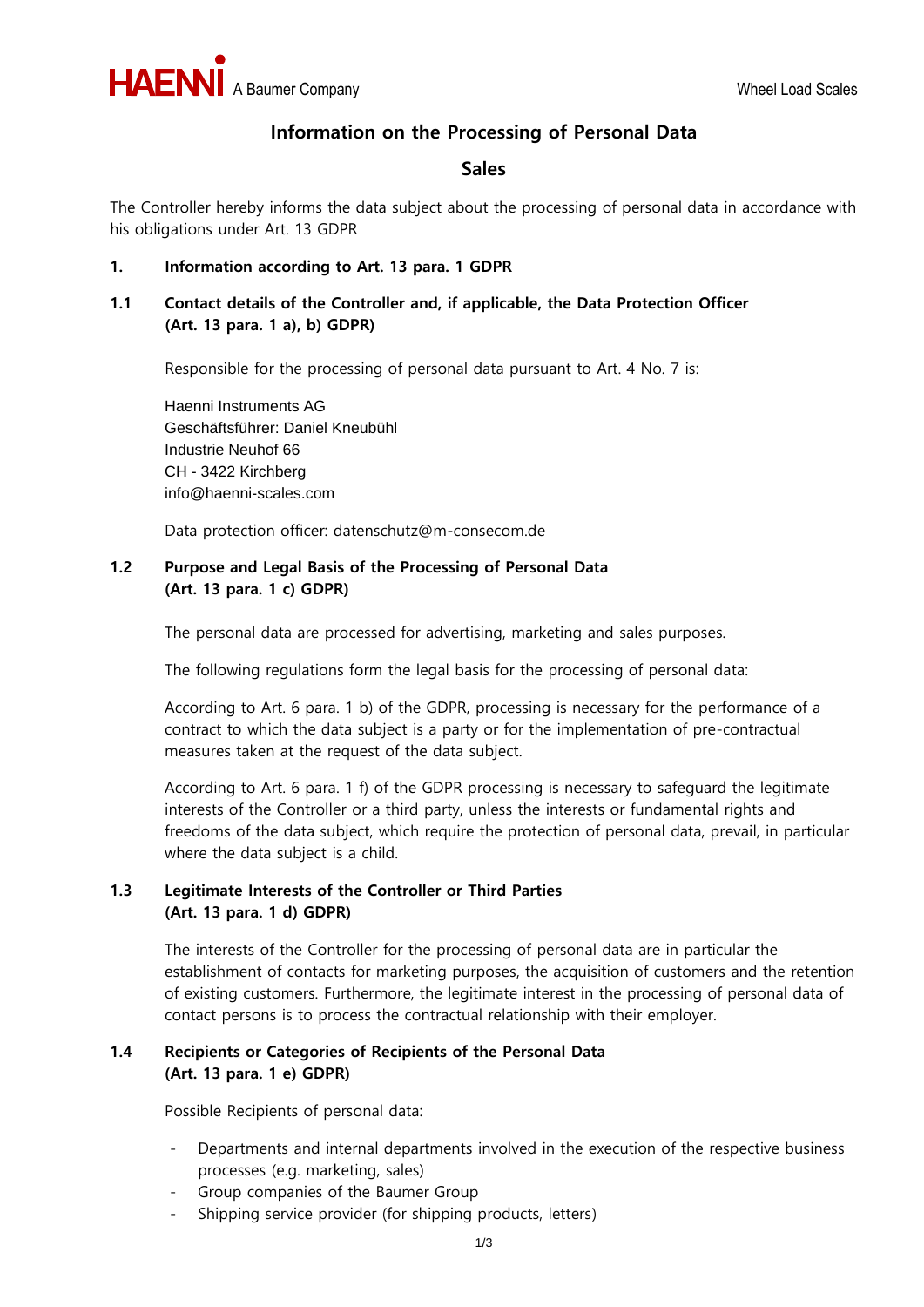# Information on the Processing of Personal Data

## Sales

The Controller hereby informs the data subject about the processing of personal data in accordance with his obligations under Art. 13 GDPR

### 1. Information according to Art. 13 para. 1 GDPR

#### 1.1 Contact details of the Controller and, if applicable, the Data Protection Officer (Art. 13 para. 1 a), b) GDPR)

Responsible for the processing of personal data pursuant to Art. 4 No. 7 is:

Haenni Instruments AG
Geschäftsführer: Daniel Kneubühl
Industrie Neuhof 66
CH - 3422 Kirchberg
info@haenni-scales.com

Data protection officer: datenschutz@m-consecom.de

#### 1.2 Purpose and Legal Basis of the Processing of Personal Data (Art. 13 para. 1 c) GDPR)

The personal data are processed for advertising, marketing and sales purposes.

The following regulations form the legal basis for the processing of personal data:

According to Art. 6 para. 1 b) of the GDPR, processing is necessary for the performance of a contract to which the data subject is a party or for the implementation of pre-contractual measures taken at the request of the data subject.

According to Art. 6 para. 1 f) of the GDPR processing is necessary to safeguard the legitimate interests of the Controller or a third party, unless the interests or fundamental rights and freedoms of the data subject, which require the protection of personal data, prevail, in particular where the data subject is a child.

#### 1.3 Legitimate Interests of the Controller or Third Parties (Art. 13 para. 1 d) GDPR)

The interests of the Controller for the processing of personal data are in particular the establishment of contacts for marketing purposes, the acquisition of customers and the retention of existing customers. Furthermore, the legitimate interest in the processing of personal data of contact persons is to process the contractual relationship with their employer.

#### 1.4 Recipients or Categories of Recipients of the Personal Data (Art. 13 para. 1 e) GDPR)

Possible Recipients of personal data:

- Departments and internal departments involved in the execution of the respective business processes (e.g. marketing, sales)
- Group companies of the Baumer Group
- Shipping service provider (for shipping products, letters)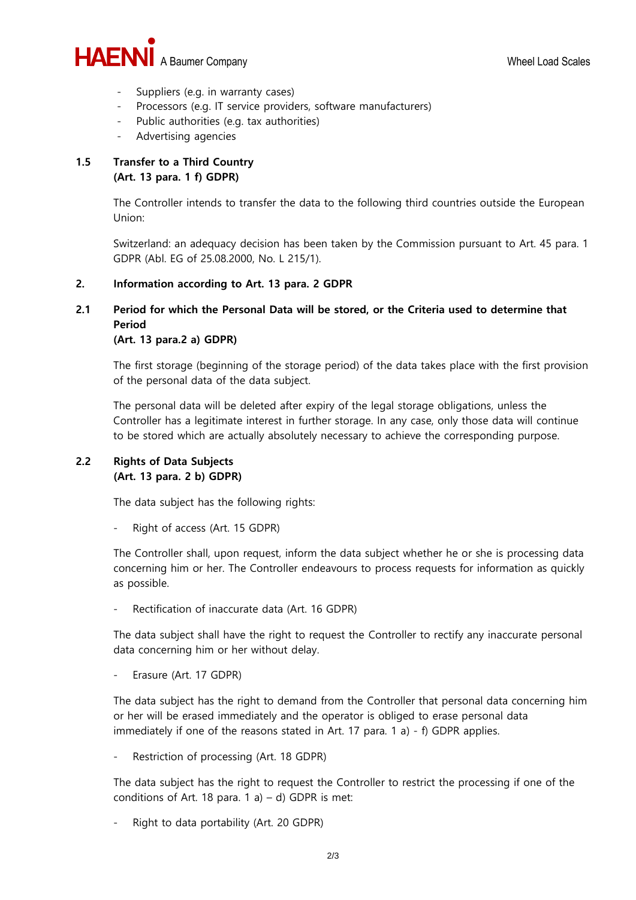- Suppliers (e.g. in warranty cases)
- Processors (e.g. IT service providers, software manufacturers)
- Public authorities (e.g. tax authorities)
- Advertising agencies

### 1.5 Transfer to a Third Country (Art. 13 para. 1 f) GDPR)

The Controller intends to transfer the data to the following third countries outside the European Union:

Switzerland: an adequacy decision has been taken by the Commission pursuant to Art. 45 para. 1 GDPR (Abl. EG of 25.08.2000, No. L 215/1).

## 2. Information according to Art. 13 para. 2 GDPR

### 2.1 Period for which the Personal Data will be stored, or the Criteria used to determine that Period (Art. 13 para.2 a) GDPR)

The first storage (beginning of the storage period) of the data takes place with the first provision of the personal data of the data subject.

The personal data will be deleted after expiry of the legal storage obligations, unless the Controller has a legitimate interest in further storage. In any case, only those data will continue to be stored which are actually absolutely necessary to achieve the corresponding purpose.

### 2.2 Rights of Data Subjects (Art. 13 para. 2 b) GDPR)

The data subject has the following rights:

- Right of access (Art. 15 GDPR)

The Controller shall, upon request, inform the data subject whether he or she is processing data concerning him or her. The Controller endeavours to process requests for information as quickly as possible.

- Rectification of inaccurate data (Art. 16 GDPR)

The data subject shall have the right to request the Controller to rectify any inaccurate personal data concerning him or her without delay.

- Erasure (Art. 17 GDPR)

The data subject has the right to demand from the Controller that personal data concerning him or her will be erased immediately and the operator is obliged to erase personal data immediately if one of the reasons stated in Art. 17 para. 1 a) - f) GDPR applies.

- Restriction of processing (Art. 18 GDPR)

The data subject has the right to request the Controller to restrict the processing if one of the conditions of Art. 18 para. 1 a) – d) GDPR is met:

- Right to data portability (Art. 20 GDPR)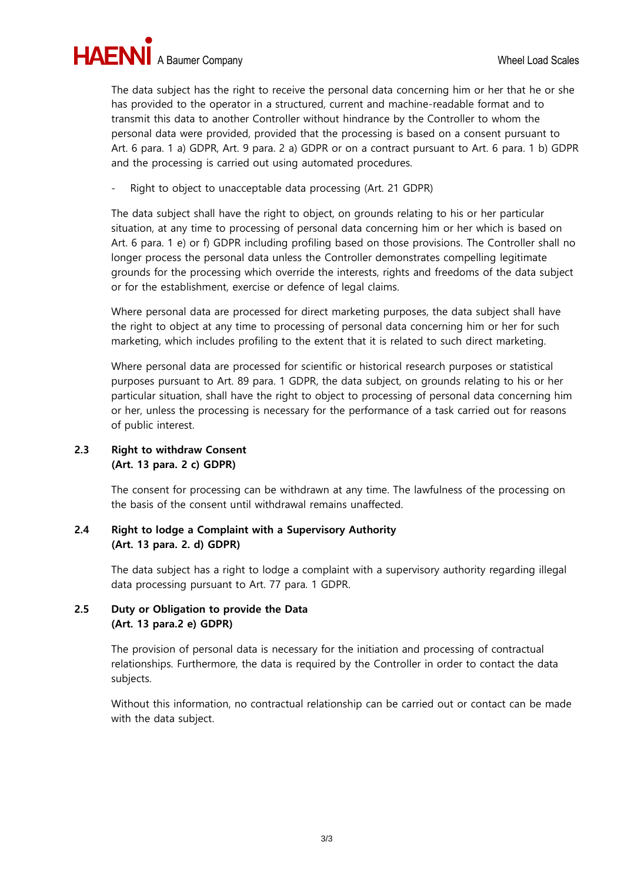The data subject has the right to receive the personal data concerning him or her that he or she has provided to the operator in a structured, current and machine-readable format and to transmit this data to another Controller without hindrance by the Controller to whom the personal data were provided, provided that the processing is based on a consent pursuant to Art. 6 para. 1 a) GDPR, Art. 9 para. 2 a) GDPR or on a contract pursuant to Art. 6 para. 1 b) GDPR and the processing is carried out using automated procedures.

- Right to object to unacceptable data processing (Art. 21 GDPR)

The data subject shall have the right to object, on grounds relating to his or her particular situation, at any time to processing of personal data concerning him or her which is based on Art. 6 para. 1 e) or f) GDPR including profiling based on those provisions. The Controller shall no longer process the personal data unless the Controller demonstrates compelling legitimate grounds for the processing which override the interests, rights and freedoms of the data subject or for the establishment, exercise or defence of legal claims.

Where personal data are processed for direct marketing purposes, the data subject shall have the right to object at any time to processing of personal data concerning him or her for such marketing, which includes profiling to the extent that it is related to such direct marketing.

Where personal data are processed for scientific or historical research purposes or statistical purposes pursuant to Art. 89 para. 1 GDPR, the data subject, on grounds relating to his or her particular situation, shall have the right to object to processing of personal data concerning him or her, unless the processing is necessary for the performance of a task carried out for reasons of public interest.

### 2.3 Right to withdraw Consent (Art. 13 para. 2 c) GDPR)

The consent for processing can be withdrawn at any time. The lawfulness of the processing on the basis of the consent until withdrawal remains unaffected.

### 2.4 Right to lodge a Complaint with a Supervisory Authority (Art. 13 para. 2. d) GDPR)

The data subject has a right to lodge a complaint with a supervisory authority regarding illegal data processing pursuant to Art. 77 para. 1 GDPR.

### 2.5 Duty or Obligation to provide the Data (Art. 13 para.2 e) GDPR)

The provision of personal data is necessary for the initiation and processing of contractual relationships. Furthermore, the data is required by the Controller in order to contact the data subjects.

Without this information, no contractual relationship can be carried out or contact can be made with the data subject.